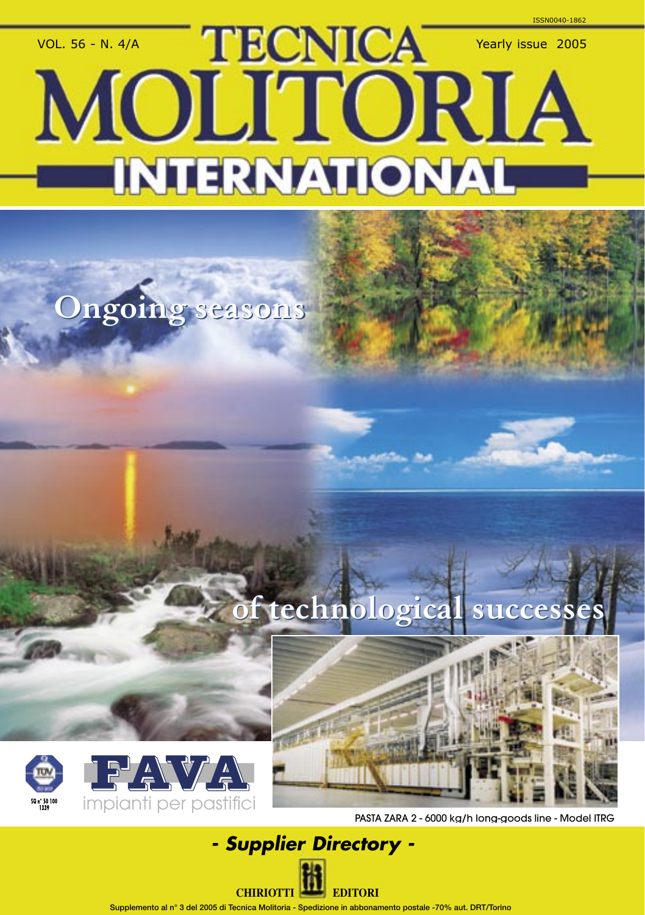ISSN0040-1862

VOL. 56 - N. 4/A

# TECNICA MOLITORIA INTERNATIONAL

Yearly issue 2005

## Ongoing seasons of technological successes

FAVA impianti per pastifici

PASTA ZARA 2 - 6000 kg/h long-goods line - Model ITRG

## *- Supplier Directory -*

CHIRIOTTI EDITORI

Supplemento al n° 3 del 2005 di Tecnica Molitoria - Spedizione in abbonamento postale -70% aut. DRT/Torino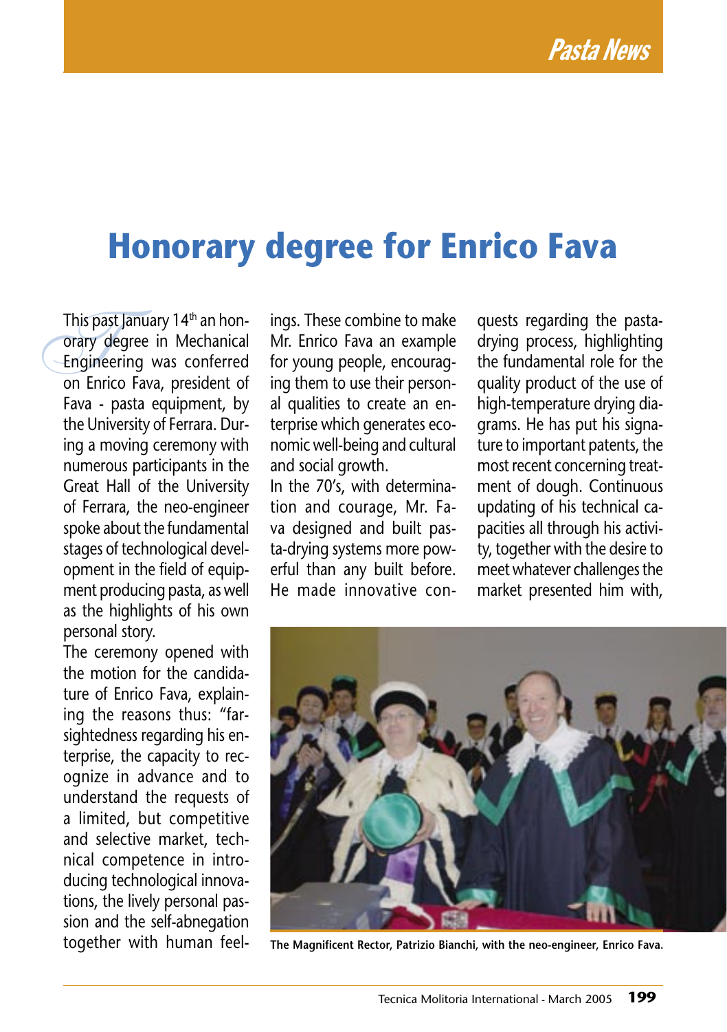# Honorary degree for Enrico Fava

This past January 14th an honorary degree in Mechanical Engineering was conferred on Enrico Fava, president of Fava - pasta equipment, by the University of Ferrara. During a moving ceremony with numerous participants in the Great Hall of the University of Ferrara, the neo-engineer spoke about the fundamental stages of technological development in the field of equipment producing pasta, as well as the highlights of his own personal story.

The ceremony opened with the motion for the candidature of Enrico Fava, explaining the reasons thus: "farsightedness regarding his enterprise, the capacity to recognize in advance and to understand the requests of a limited, but competitive and selective market, technical competence in introducing technological innovations, the lively personal passion and the self-abnegation together with human feelings. These combine to make Mr. Enrico Fava an example for young people, encouraging them to use their personal qualities to create an enterprise which generates economic well-being and cultural and social growth.

In the 70's, with determination and courage, Mr. Fava designed and built pasta-drying systems more powerful than any built before. He made innovative conquests regarding the pasta-drying process, highlighting the fundamental role for the quality product of the use of high-temperature drying diagrams. He has put his signature to important patents, the most recent concerning treatment of dough. Continuous updating of his technical capacities all through his activity, together with the desire to meet whatever challenges the market presented him with,

The Magnificent Rector, Patrizio Bianchi, with the neo-engineer, Enrico Fava.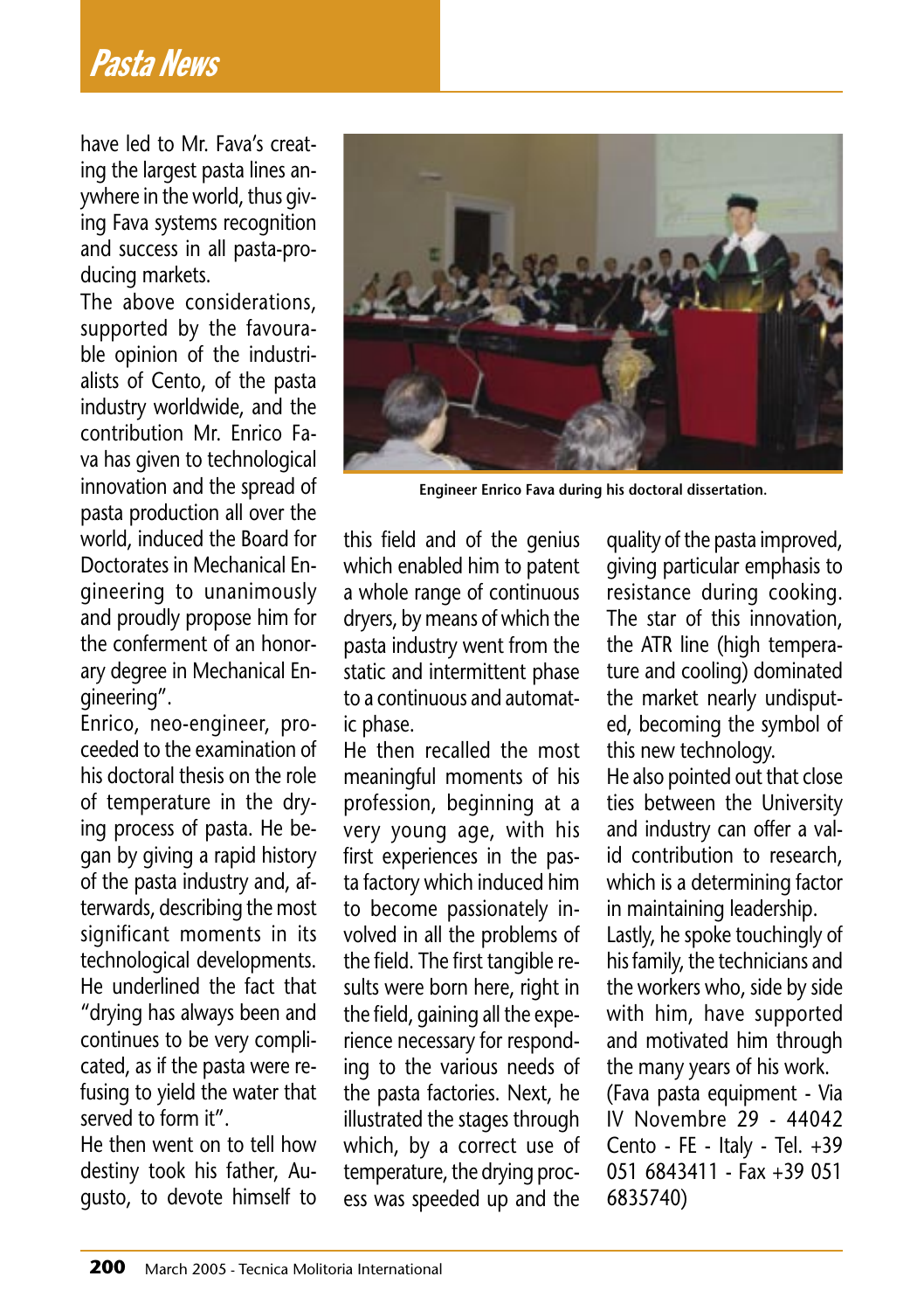have led to Mr. Fava's creating the largest pasta lines anywhere in the world, thus giving Fava systems recognition and success in all pasta-producing markets.

The above considerations, supported by the favourable opinion of the industrialists of Cento, of the pasta industry worldwide, and the contribution Mr. Enrico Fava has given to technological innovation and the spread of pasta production all over the world, induced the Board for Doctorates in Mechanical Engineering to unanimously and proudly propose him for the conferment of an honorary degree in Mechanical Engineering".

Enrico, neo-engineer, proceeded to the examination of his doctoral thesis on the role of temperature in the drying process of pasta. He began by giving a rapid history of the pasta industry and, afterwards, describing the most significant moments in its technological developments. He underlined the fact that "drying has always been and continues to be very complicated, as if the pasta were refusing to yield the water that served to form it".

He then went on to tell how destiny took his father, Augusto, to devote himself to this field and of the genius which enabled him to patent a whole range of continuous dryers, by means of which the pasta industry went from the static and intermittent phase to a continuous and automatic phase.

Engineer Enrico Fava during his doctoral dissertation.

He then recalled the most meaningful moments of his profession, beginning at a very young age, with his first experiences in the pasta factory which induced him to become passionately involved in all the problems of the field. The first tangible results were born here, right in the field, gaining all the experience necessary for responding to the various needs of the pasta factories. Next, he illustrated the stages through which, by a correct use of temperature, the drying process was speeded up and the quality of the pasta improved, giving particular emphasis to resistance during cooking. The star of this innovation, the ATR line (high temperature and cooling) dominated the market nearly undisputed, becoming the symbol of this new technology.

He also pointed out that close ties between the University and industry can offer a valid contribution to research, which is a determining factor in maintaining leadership.

Lastly, he spoke touchingly of his family, the technicians and the workers who, side by side with him, have supported and motivated him through the many years of his work.

(Fava pasta equipment - Via IV Novembre 29 - 44042 Cento - FE - Italy - Tel. +39 051 6843411 - Fax +39 051 6835740)